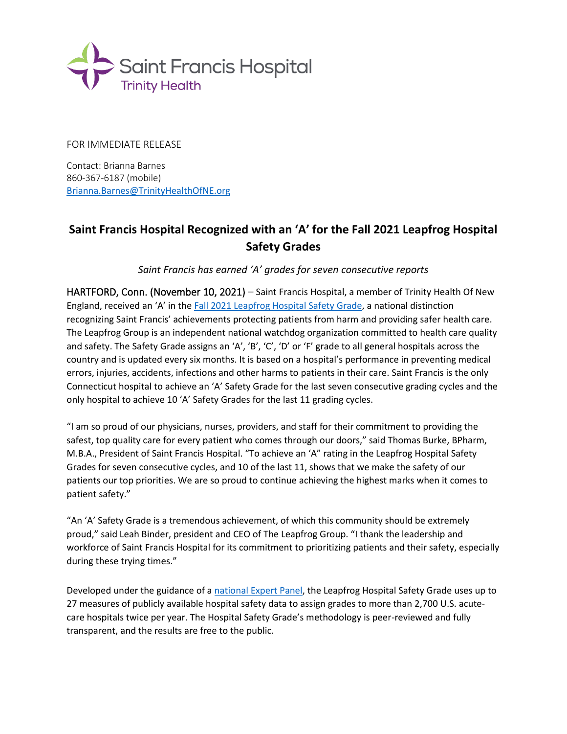Saint Francis Hospital
Trinity Health

FOR IMMEDIATE RELEASE

Contact: Brianna Barnes
860-367-6187 (mobile)
Brianna.Barnes@TrinityHealthOfNE.org

# Saint Francis Hospital Recognized with an 'A' for the Fall 2021 Leapfrog Hospital Safety Grades

*Saint Francis has earned 'A' grades for seven consecutive reports*

HARTFORD, Conn. (November 10, 2021) – Saint Francis Hospital, a member of Trinity Health Of New England, received an 'A' in the Fall 2021 Leapfrog Hospital Safety Grade, a national distinction recognizing Saint Francis' achievements protecting patients from harm and providing safer health care. The Leapfrog Group is an independent national watchdog organization committed to health care quality and safety. The Safety Grade assigns an 'A', 'B', 'C', 'D' or 'F' grade to all general hospitals across the country and is updated every six months. It is based on a hospital's performance in preventing medical errors, injuries, accidents, infections and other harms to patients in their care. Saint Francis is the only Connecticut hospital to achieve an 'A' Safety Grade for the last seven consecutive grading cycles and the only hospital to achieve 10 'A' Safety Grades for the last 11 grading cycles.

"I am so proud of our physicians, nurses, providers, and staff for their commitment to providing the safest, top quality care for every patient who comes through our doors," said Thomas Burke, BPharm, M.B.A., President of Saint Francis Hospital. "To achieve an 'A" rating in the Leapfrog Hospital Safety Grades for seven consecutive cycles, and 10 of the last 11, shows that we make the safety of our patients our top priorities. We are so proud to continue achieving the highest marks when it comes to patient safety."

"An 'A' Safety Grade is a tremendous achievement, of which this community should be extremely proud," said Leah Binder, president and CEO of The Leapfrog Group. "I thank the leadership and workforce of Saint Francis Hospital for its commitment to prioritizing patients and their safety, especially during these trying times."

Developed under the guidance of a national Expert Panel, the Leapfrog Hospital Safety Grade uses up to 27 measures of publicly available hospital safety data to assign grades to more than 2,700 U.S. acute-care hospitals twice per year. The Hospital Safety Grade's methodology is peer-reviewed and fully transparent, and the results are free to the public.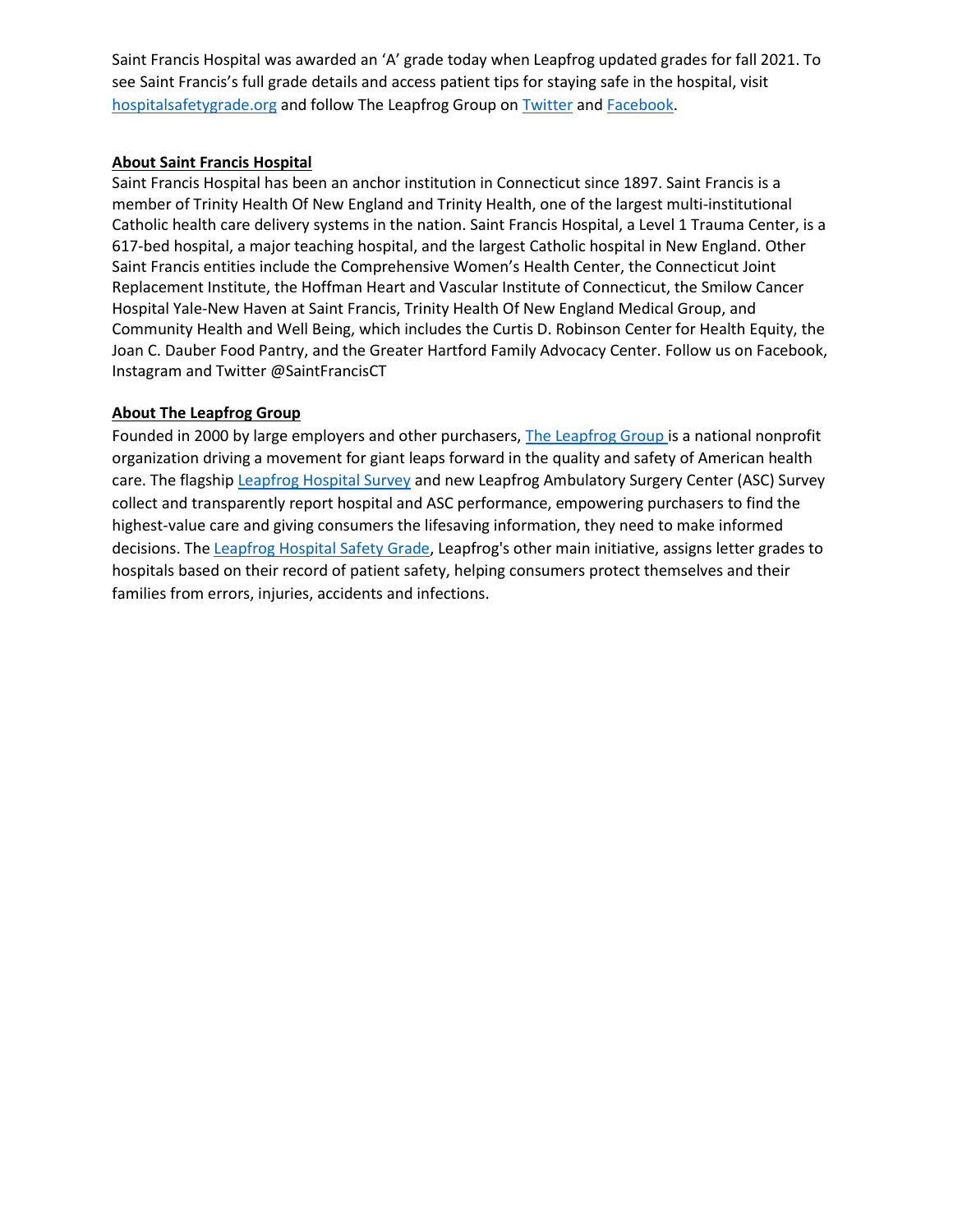Saint Francis Hospital was awarded an 'A' grade today when Leapfrog updated grades for fall 2021. To see Saint Francis's full grade details and access patient tips for staying safe in the hospital, visit [hospitalsafetygrade.org](hospitalsafetygrade.org) and follow The Leapfrog Group on [Twitter]() and [Facebook]().

**About Saint Francis Hospital**

Saint Francis Hospital has been an anchor institution in Connecticut since 1897. Saint Francis is a member of Trinity Health Of New England and Trinity Health, one of the largest multi-institutional Catholic health care delivery systems in the nation. Saint Francis Hospital, a Level 1 Trauma Center, is a 617-bed hospital, a major teaching hospital, and the largest Catholic hospital in New England. Other Saint Francis entities include the Comprehensive Women's Health Center, the Connecticut Joint Replacement Institute, the Hoffman Heart and Vascular Institute of Connecticut, the Smilow Cancer Hospital Yale-New Haven at Saint Francis, Trinity Health Of New England Medical Group, and Community Health and Well Being, which includes the Curtis D. Robinson Center for Health Equity, the Joan C. Dauber Food Pantry, and the Greater Hartford Family Advocacy Center. Follow us on Facebook, Instagram and Twitter @SaintFrancisCT

**About The Leapfrog Group**

Founded in 2000 by large employers and other purchasers, The Leapfrog Group is a national nonprofit organization driving a movement for giant leaps forward in the quality and safety of American health care. The flagship Leapfrog Hospital Survey and new Leapfrog Ambulatory Surgery Center (ASC) Survey collect and transparently report hospital and ASC performance, empowering purchasers to find the highest-value care and giving consumers the lifesaving information, they need to make informed decisions. The Leapfrog Hospital Safety Grade, Leapfrog's other main initiative, assigns letter grades to hospitals based on their record of patient safety, helping consumers protect themselves and their families from errors, injuries, accidents and infections.